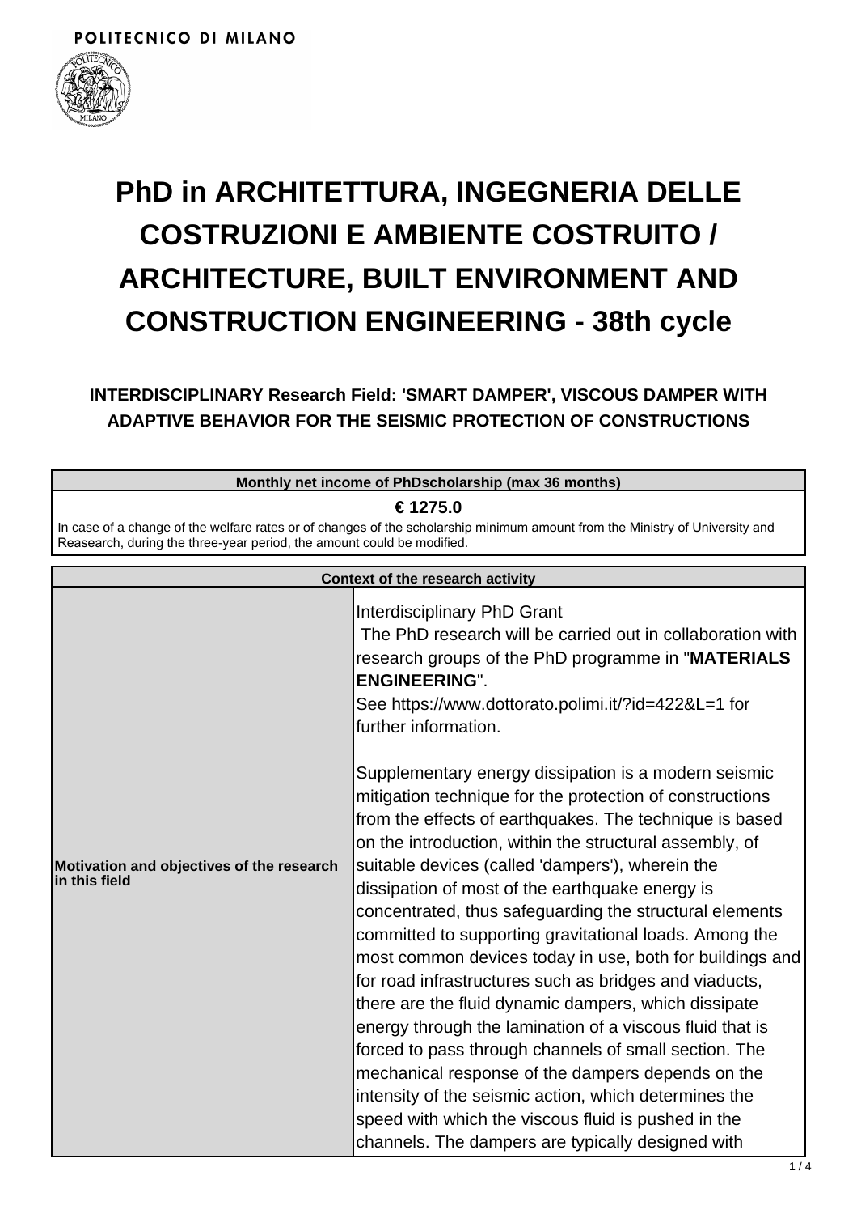POLITECNICO DI MILANO

# PhD in ARCHITETTURA, INGEGNERIA DELLE COSTRUZIONI E AMBIENTE COSTRUITO / ARCHITECTURE, BUILT ENVIRONMENT AND CONSTRUCTION ENGINEERING - 38th cycle

### INTERDISCIPLINARY Research Field: 'SMART DAMPER', VISCOUS DAMPER WITH ADAPTIVE BEHAVIOR FOR THE SEISMIC PROTECTION OF CONSTRUCTIONS

| Monthly net income of PhDscholarship (max 36 months) |
|---|
| **€ 1275.0** |
| In case of a change of the welfare rates or of changes of the scholarship minimum amount from the Ministry of University and Reasearch, during the three-year period, the amount could be modified. |

| Context of the research activity | |
|---|---|
| **Motivation and objectives of the research in this field** | Interdisciplinary PhD Grant<br>The PhD research will be carried out in collaboration with research groups of the PhD programme in "**MATERIALS ENGINEERING**".<br>See https://www.dottorato.polimi.it/?id=422&L=1 for further information.<br><br>Supplementary energy dissipation is a modern seismic mitigation technique for the protection of constructions from the effects of earthquakes. The technique is based on the introduction, within the structural assembly, of suitable devices (called 'dampers'), wherein the dissipation of most of the earthquake energy is concentrated, thus safeguarding the structural elements committed to supporting gravitational loads. Among the most common devices today in use, both for buildings and for road infrastructures such as bridges and viaducts, there are the fluid dynamic dampers, which dissipate energy through the lamination of a viscous fluid that is forced to pass through channels of small section. The mechanical response of the dampers depends on the intensity of the seismic action, which determines the speed with which the viscous fluid is pushed in the channels. The dampers are typically designed with |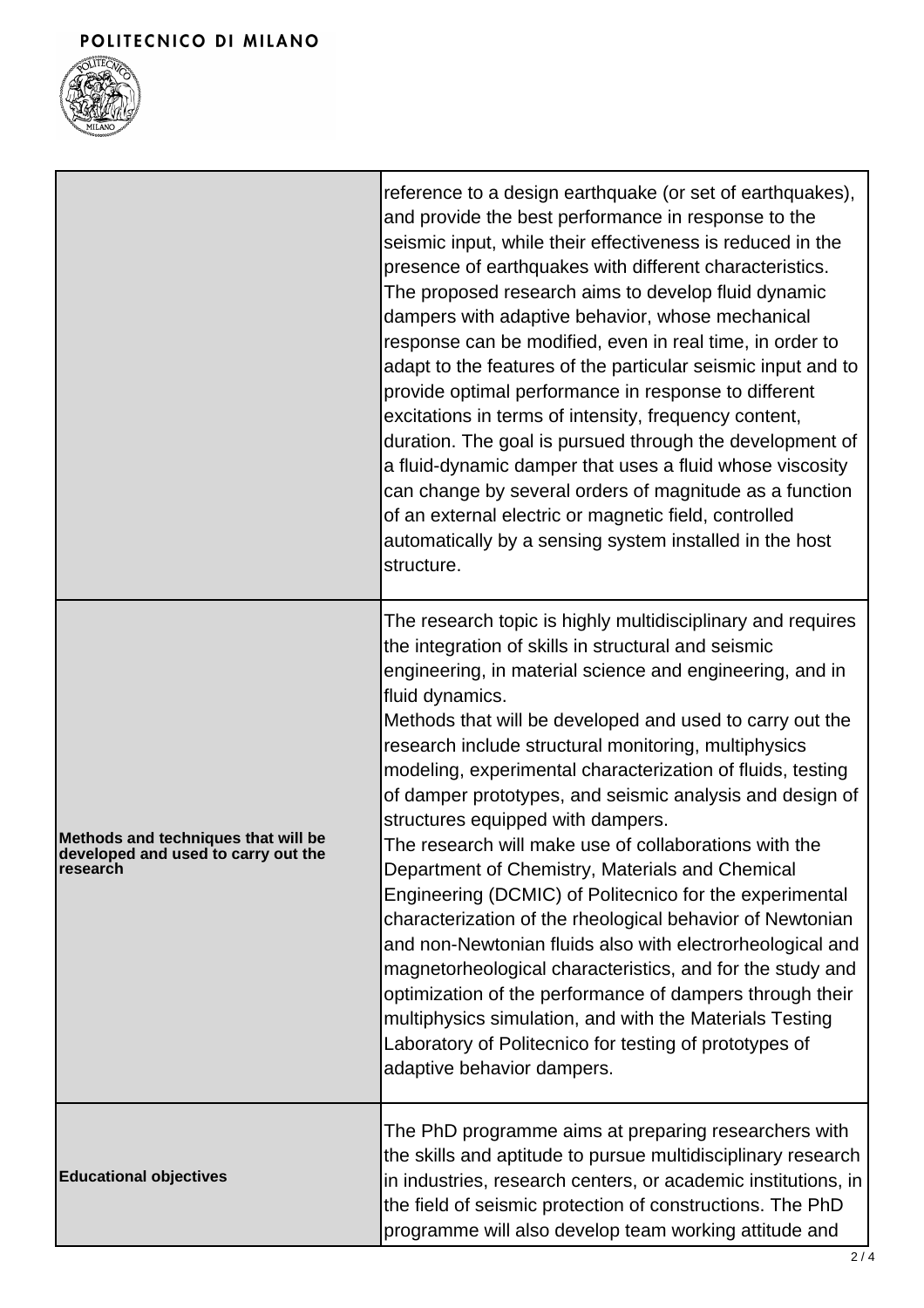|  |  |
| --- | --- |
|  | reference to a design earthquake (or set of earthquakes), and provide the best performance in response to the seismic input, while their effectiveness is reduced in the presence of earthquakes with different characteristics. The proposed research aims to develop fluid dynamic dampers with adaptive behavior, whose mechanical response can be modified, even in real time, in order to adapt to the features of the particular seismic input and to provide optimal performance in response to different excitations in terms of intensity, frequency content, duration. The goal is pursued through the development of a fluid-dynamic damper that uses a fluid whose viscosity can change by several orders of magnitude as a function of an external electric or magnetic field, controlled automatically by a sensing system installed in the host structure. |
| **Methods and techniques that will be developed and used to carry out the research** | The research topic is highly multidisciplinary and requires the integration of skills in structural and seismic engineering, in material science and engineering, and in fluid dynamics.<br>Methods that will be developed and used to carry out the research include structural monitoring, multiphysics modeling, experimental characterization of fluids, testing of damper prototypes, and seismic analysis and design of structures equipped with dampers.<br>The research will make use of collaborations with the Department of Chemistry, Materials and Chemical Engineering (DCMIC) of Politecnico for the experimental characterization of the rheological behavior of Newtonian and non-Newtonian fluids also with electrorheological and magnetorheological characteristics, and for the study and optimization of the performance of dampers through their multiphysics simulation, and with the Materials Testing Laboratory of Politecnico for testing of prototypes of adaptive behavior dampers. |
| **Educational objectives** | The PhD programme aims at preparing researchers with the skills and aptitude to pursue multidisciplinary research in industries, research centers, or academic institutions, in the field of seismic protection of constructions. The PhD programme will also develop team working attitude and |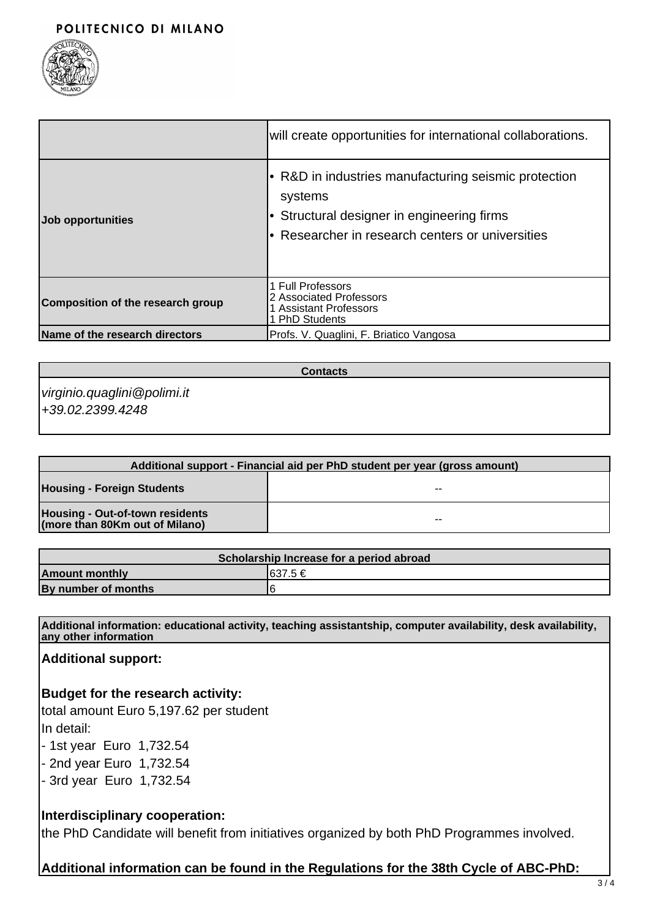| | |
|---|---|
| | will create opportunities for international collaborations. |
| **Job opportunities** | • R&D in industries manufacturing seismic protection systems<br>• Structural designer in engineering firms<br>• Researcher in research centers or universities |
| **Composition of the research group** | 1 Full Professors<br>2 Associated Professors<br>1 Assistant Professors<br>1 PhD Students |
| **Name of the research directors** | Profs. V. Quaglini, F. Briatico Vangosa |

| **Contacts** |
|---|
| *virginio.quaglini@polimi.it*<br>*+39.02.2399.4248* |

| **Additional support - Financial aid per PhD student per year (gross amount)** | |
|---|---|
| **Housing - Foreign Students** | -- |
| **Housing - Out-of-town residents (more than 80Km out of Milano)** | -- |

| **Scholarship Increase for a period abroad** | |
|---|---|
| **Amount monthly** | 637.5 € |
| **By number of months** | 6 |

**Additional information: educational activity, teaching assistantship, computer availability, desk availability, any other information**

### Additional support:

### Budget for the research activity:

total amount Euro 5,197.62 per student

In detail:

- 1st year Euro 1,732.54
- 2nd year Euro 1,732.54
- 3rd year Euro 1,732.54

### Interdisciplinary cooperation:

the PhD Candidate will benefit from initiatives organized by both PhD Programmes involved.

### Additional information can be found in the Regulations for the 38th Cycle of ABC-PhD: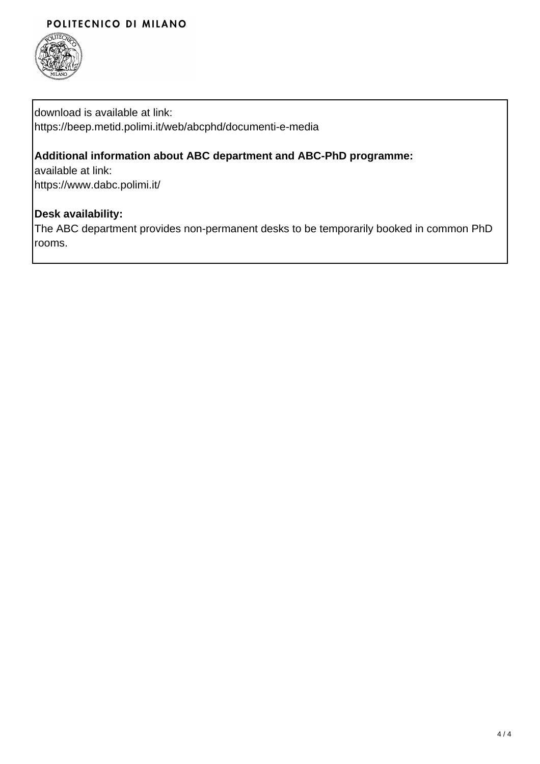download is available at link:
https://beep.metid.polimi.it/web/abcphd/documenti-e-media

**Additional information about ABC department and ABC-PhD programme:**
available at link:
https://www.dabc.polimi.it/

**Desk availability:**
The ABC department provides non-permanent desks to be temporarily booked in common PhD rooms.